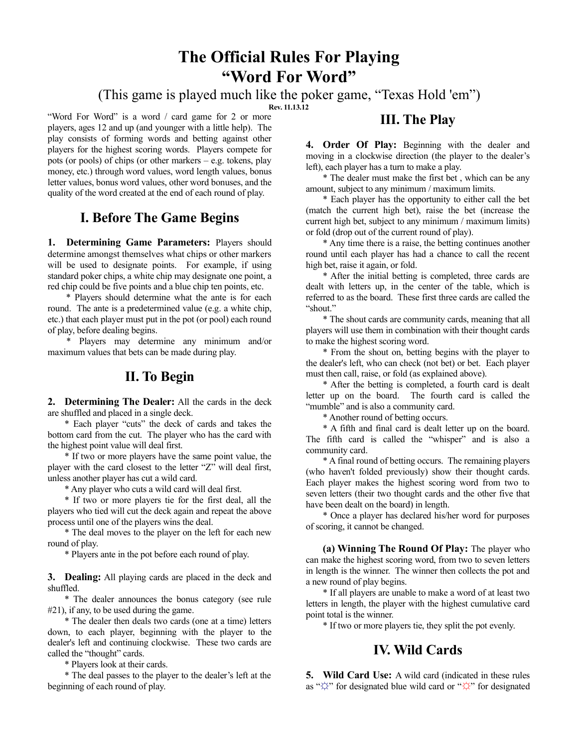# The Official Rules For Playing "Word For Word"

(This game is played much like the poker game, "Texas Hold 'em")

**Rev. 11.13.12**

"Word For Word" is a word / card game for 2 or more players, ages 12 and up (and younger with a little help). The play consists of forming words and betting against other players for the highest scoring words. Players compete for pots (or pools) of chips (or other markers – e.g. tokens, play money, etc.) through word values, word length values, bonus letter values, bonus word values, other word bonuses, and the quality of the word created at the end of each round of play.

## I. Before The Game Begins

**1. Determining Game Parameters:** Players should determine amongst themselves what chips or other markers will be used to designate points. For example, if using standard poker chips, a white chip may designate one point, a red chip could be five points and a blue chip ten points, etc.

* Players should determine what the ante is for each round. The ante is a predetermined value (e.g. a white chip, etc.) that each player must put in the pot (or pool) each round of play, before dealing begins.

* Players may determine any minimum and/or maximum values that bets can be made during play.

## II. To Begin

**2. Determining The Dealer:** All the cards in the deck are shuffled and placed in a single deck.

* Each player "cuts" the deck of cards and takes the bottom card from the cut. The player who has the card with the highest point value will deal first.

* If two or more players have the same point value, the player with the card closest to the letter "Z" will deal first, unless another player has cut a wild card.

* Any player who cuts a wild card will deal first.

* If two or more players tie for the first deal, all the players who tied will cut the deck again and repeat the above process until one of the players wins the deal.

* The deal moves to the player on the left for each new round of play.

* Players ante in the pot before each round of play.

**3. Dealing:** All playing cards are placed in the deck and shuffled.

* The dealer announces the bonus category (see rule #21), if any, to be used during the game.

* The dealer then deals two cards (one at a time) letters down, to each player, beginning with the player to the dealer's left and continuing clockwise. These two cards are called the "thought" cards.

* Players look at their cards.

* The deal passes to the player to the dealer's left at the beginning of each round of play.

## III. The Play

**4. Order Of Play:** Beginning with the dealer and moving in a clockwise direction (the player to the dealer's left), each player has a turn to make a play.

* The dealer must make the first bet , which can be any amount, subject to any minimum / maximum limits.

* Each player has the opportunity to either call the bet (match the current high bet), raise the bet (increase the current high bet, subject to any minimum / maximum limits) or fold (drop out of the current round of play).

* Any time there is a raise, the betting continues another round until each player has had a chance to call the recent high bet, raise it again, or fold.

* After the initial betting is completed, three cards are dealt with letters up, in the center of the table, which is referred to as the board. These first three cards are called the "shout."

* The shout cards are community cards, meaning that all players will use them in combination with their thought cards to make the highest scoring word.

* From the shout on, betting begins with the player to the dealer's left, who can check (not bet) or bet. Each player must then call, raise, or fold (as explained above).

* After the betting is completed, a fourth card is dealt letter up on the board. The fourth card is called the "mumble" and is also a community card.

* Another round of betting occurs.

* A fifth and final card is dealt letter up on the board. The fifth card is called the "whisper" and is also a community card.

* A final round of betting occurs. The remaining players (who haven't folded previously) show their thought cards. Each player makes the highest scoring word from two to seven letters (their two thought cards and the other five that have been dealt on the board) in length.

* Once a player has declared his/her word for purposes of scoring, it cannot be changed.

**(a) Winning The Round Of Play:** The player who can make the highest scoring word, from two to seven letters in length is the winner. The winner then collects the pot and a new round of play begins.

* If all players are unable to make a word of at least two letters in length, the player with the highest cumulative card point total is the winner.

* If two or more players tie, they split the pot evenly.

## IV. Wild Cards

**5. Wild Card Use:** A wild card (indicated in these rules as "☼" for designated blue wild card or "☼" for designated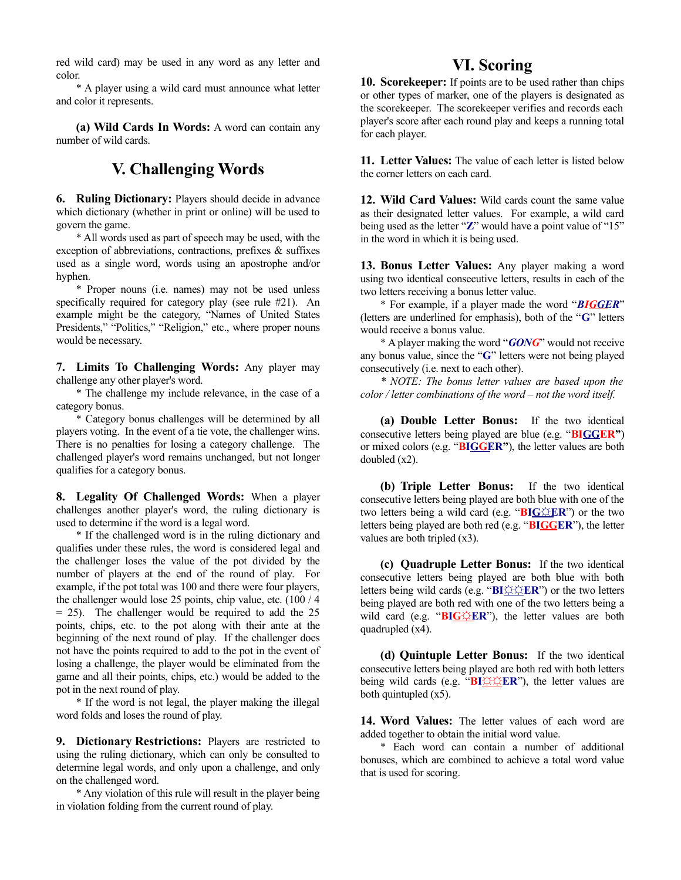red wild card) may be used in any word as any letter and color.

* A player using a wild card must announce what letter and color it represents.

**(a) Wild Cards In Words:** A word can contain any number of wild cards.

## V. Challenging Words

**6. Ruling Dictionary:** Players should decide in advance which dictionary (whether in print or online) will be used to govern the game.

* All words used as part of speech may be used, with the exception of abbreviations, contractions, prefixes & suffixes used as a single word, words using an apostrophe and/or hyphen.

* Proper nouns (i.e. names) may not be used unless specifically required for category play (see rule #21). An example might be the category, "Names of United States Presidents," "Politics," "Religion," etc., where proper nouns would be necessary.

**7. Limits To Challenging Words:** Any player may challenge any other player's word.

* The challenge my include relevance, in the case of a category bonus.

* Category bonus challenges will be determined by all players voting. In the event of a tie vote, the challenger wins. There is no penalties for losing a category challenge. The challenged player's word remains unchanged, but not longer qualifies for a category bonus.

**8. Legality Of Challenged Words:** When a player challenges another player's word, the ruling dictionary is used to determine if the word is a legal word.

* If the challenged word is in the ruling dictionary and qualifies under these rules, the word is considered legal and the challenger loses the value of the pot divided by the number of players at the end of the round of play. For example, if the pot total was 100 and there were four players, the challenger would lose 25 points, chip value, etc. (100 / 4 = 25). The challenger would be required to add the 25 points, chips, etc. to the pot along with their ante at the beginning of the next round of play. If the challenger does not have the points required to add to the pot in the event of losing a challenge, the player would be eliminated from the game and all their points, chips, etc.) would be added to the pot in the next round of play.

* If the word is not legal, the player making the illegal word folds and loses the round of play.

**9. Dictionary Restrictions:** Players are restricted to using the ruling dictionary, which can only be consulted to determine legal words, and only upon a challenge, and only on the challenged word.

* Any violation of this rule will result in the player being in violation folding from the current round of play.

## VI. Scoring

**10. Scorekeeper:** If points are to be used rather than chips or other types of marker, one of the players is designated as the scorekeeper. The scorekeeper verifies and records each player's score after each round play and keeps a running total for each player.

**11. Letter Values:** The value of each letter is listed below the corner letters on each card.

**12. Wild Card Values:** Wild cards count the same value as their designated letter values. For example, a wild card being used as the letter "**Z**" would have a point value of "15" in the word in which it is being used.

**13. Bonus Letter Values:** Any player making a word using two identical consecutive letters, results in each of the two letters receiving a bonus letter value.

* For example, if a player made the word "***BIGGER***" (letters are underlined for emphasis), both of the "**G**" letters would receive a bonus value.

* A player making the word "***GONG***" would not receive any bonus value, since the "**G**" letters were not being played consecutively (i.e. next to each other).

* *NOTE: The bonus letter values are based upon the color / letter combinations of the word – not the word itself.*

**(a) Double Letter Bonus:** If the two identical consecutive letters being played are blue (e.g. "**BIGGER**") or mixed colors (e.g. "**BIGGER**"), the letter values are both doubled (x2).

**(b) Triple Letter Bonus:** If the two identical consecutive letters being played are both blue with one of the two letters being a wild card (e.g. "**BIG☼ER**") or the two letters being played are both red (e.g. "**BIGGER**"), the letter values are both tripled (x3).

**(c) Quadruple Letter Bonus:** If the two identical consecutive letters being played are both blue with both letters being wild cards (e.g. "**BI☼☼ER**") or the two letters being played are both red with one of the two letters being a wild card (e.g. "**BIG☼ER**"), the letter values are both quadrupled (x4).

**(d) Quintuple Letter Bonus:** If the two identical consecutive letters being played are both red with both letters being wild cards (e.g. "**BI☼☼ER**"), the letter values are both quintupled (x5).

**14. Word Values:** The letter values of each word are added together to obtain the initial word value.

* Each word can contain a number of additional bonuses, which are combined to achieve a total word value that is used for scoring.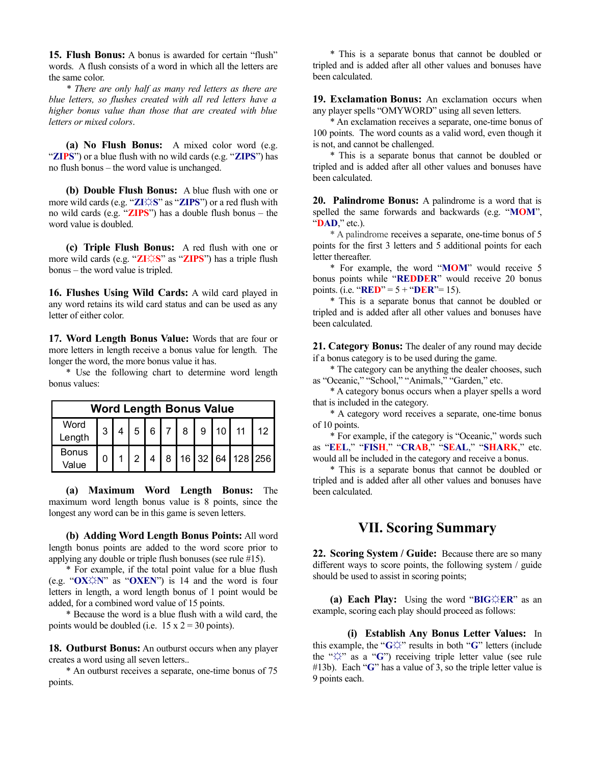**15. Flush Bonus:** A bonus is awarded for certain "flush" words. A flush consists of a word in which all the letters are the same color.

*\* There are only half as many red letters as there are blue letters, so flushes created with all red letters have a higher bonus value than those that are created with blue letters or mixed colors.*

**(a) No Flush Bonus:** A mixed color word (e.g. "**ZIPS**") or a blue flush with no wild cards (e.g. "**ZIPS**") has no flush bonus – the word value is unchanged.

**(b) Double Flush Bonus:** A blue flush with one or more wild cards (e.g. "**ZI☼S**" as "**ZIPS**") or a red flush with no wild cards (e.g. "**ZIPS**") has a double flush bonus – the word value is doubled.

**(c) Triple Flush Bonus:** A red flush with one or more wild cards (e.g. "**ZI☼S**" as "**ZIPS**") has a triple flush bonus – the word value is tripled.

**16. Flushes Using Wild Cards:** A wild card played in any word retains its wild card status and can be used as any letter of either color.

**17. Word Length Bonus Value:** Words that are four or more letters in length receive a bonus value for length. The longer the word, the more bonus value it has.

\* Use the following chart to determine word length bonus values:

| Word Length Bonus Value | | | | | | | | | | |
|---|---|---|---|---|---|---|---|---|---|---|
| Word Length | 3 | 4 | 5 | 6 | 7 | 8 | 9 | 10 | 11 | 12 |
| Bonus Value | 0 | 1 | 2 | 4 | 8 | 16 | 32 | 64 | 128 | 256 |

**(a) Maximum Word Length Bonus:** The maximum word length bonus value is 8 points, since the longest any word can be in this game is seven letters.

**(b) Adding Word Length Bonus Points:** All word length bonus points are added to the word score prior to applying any double or triple flush bonuses (see rule #15).

\* For example, if the total point value for a blue flush (e.g. "**OX☼N**" as "**OXEN**") is 14 and the word is four letters in length, a word length bonus of 1 point would be added, for a combined word value of 15 points.

\* Because the word is a blue flush with a wild card, the points would be doubled (i.e. 15 x 2 = 30 points).

**18. Outburst Bonus:** An outburst occurs when any player creates a word using all seven letters..

\* An outburst receives a separate, one-time bonus of 75 points.

\* This is a separate bonus that cannot be doubled or tripled and is added after all other values and bonuses have been calculated.

**19. Exclamation Bonus:** An exclamation occurs when any player spells "OMYWORD" using all seven letters.

\* An exclamation receives a separate, one-time bonus of 100 points. The word counts as a valid word, even though it is not, and cannot be challenged.

\* This is a separate bonus that cannot be doubled or tripled and is added after all other values and bonuses have been calculated.

**20. Palindrome Bonus:** A palindrome is a word that is spelled the same forwards and backwards (e.g. "**MOM**", "**DAD**," etc.).

\* A palindrome receives a separate, one-time bonus of 5 points for the first 3 letters and 5 additional points for each letter thereafter.

\* For example, the word "**MOM**" would receive 5 bonus points while "**REDDER**" would receive 20 bonus points. (i.e. "**RED**" = 5 + "**DER**"= 15).

\* This is a separate bonus that cannot be doubled or tripled and is added after all other values and bonuses have been calculated.

**21. Category Bonus:** The dealer of any round may decide if a bonus category is to be used during the game.

\* The category can be anything the dealer chooses, such as "Oceanic," "School," "Animals," "Garden," etc.

\* A category bonus occurs when a player spells a word that is included in the category.

\* A category word receives a separate, one-time bonus of 10 points.

\* For example, if the category is "Oceanic," words such as "**EEL**," "**FISH**," "**CRAB**," "**SEAL**," "**SHARK**," etc. would all be included in the category and receive a bonus.

\* This is a separate bonus that cannot be doubled or tripled and is added after all other values and bonuses have been calculated.

## VII. Scoring Summary

**22. Scoring System / Guide:** Because there are so many different ways to score points, the following system / guide should be used to assist in scoring points;

**(a) Each Play:** Using the word "**BIG☼ER**" as an example, scoring each play should proceed as follows:

**(i) Establish Any Bonus Letter Values:** In this example, the "**G☼**" results in both "**G**" letters (include the "☼" as a "**G**") receiving triple letter value (see rule #13b). Each "**G**" has a value of 3, so the triple letter value is 9 points each.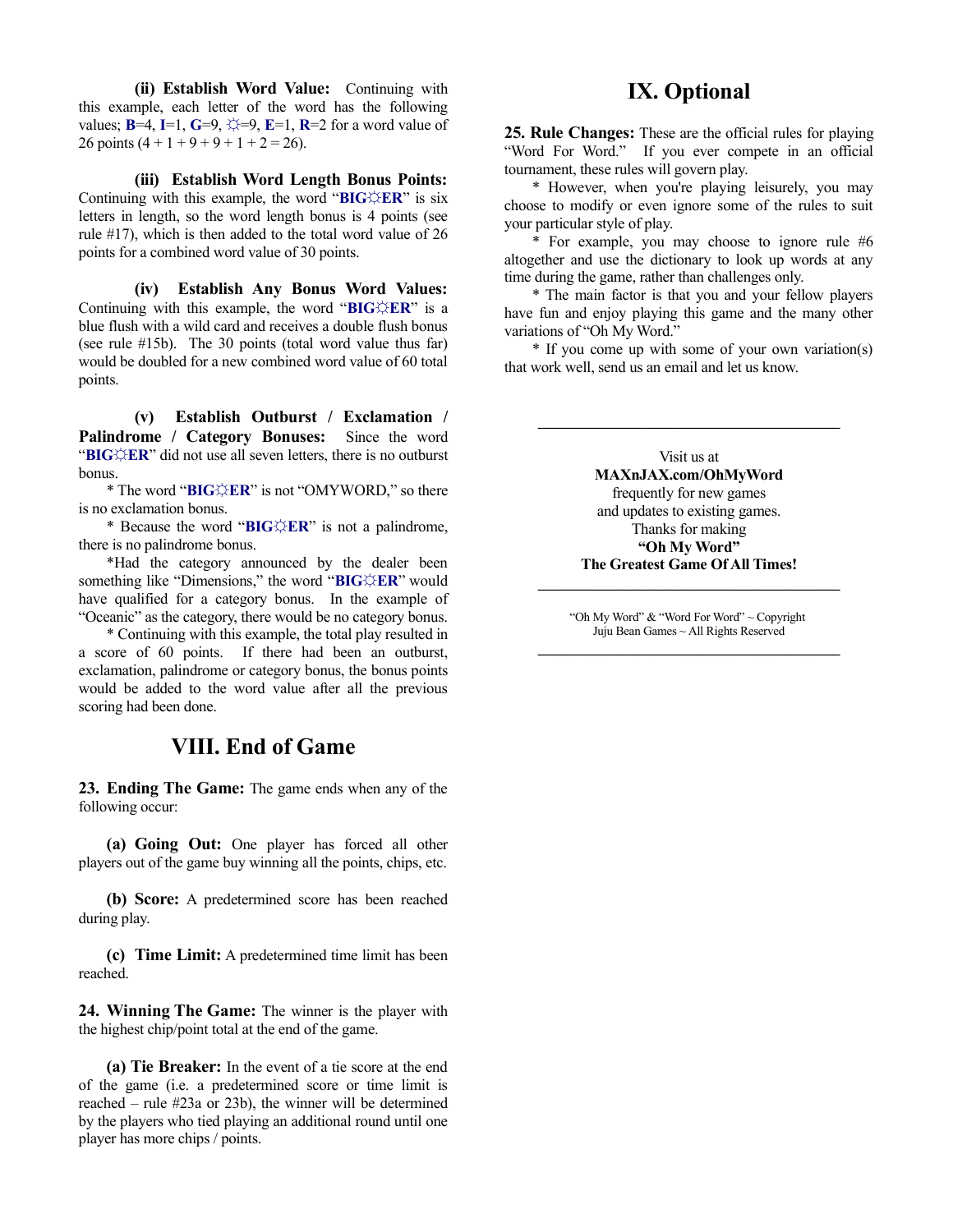**(ii) Establish Word Value:** Continuing with this example, each letter of the word has the following values; **B**=4, **I**=1, **G**=9, ☼=9, **E**=1, **R**=2 for a word value of 26 points (4 + 1 + 9 + 9 + 1 + 2 = 26).

**(iii) Establish Word Length Bonus Points:** Continuing with this example, the word "**BIG☼ER**" is six letters in length, so the word length bonus is 4 points (see rule #17), which is then added to the total word value of 26 points for a combined word value of 30 points.

**(iv) Establish Any Bonus Word Values:** Continuing with this example, the word "**BIG☼ER**" is a blue flush with a wild card and receives a double flush bonus (see rule #15b). The 30 points (total word value thus far) would be doubled for a new combined word value of 60 total points.

**(v) Establish Outburst / Exclamation / Palindrome / Category Bonuses:** Since the word "**BIG☼ER**" did not use all seven letters, there is no outburst bonus.

* The word "**BIG☼ER**" is not "OMYWORD," so there is no exclamation bonus.

* Because the word "**BIG☼ER**" is not a palindrome, there is no palindrome bonus.

*Had the category announced by the dealer been something like "Dimensions," the word "**BIG☼ER**" would have qualified for a category bonus. In the example of "Oceanic" as the category, there would be no category bonus.

* Continuing with this example, the total play resulted in a score of 60 points. If there had been an outburst, exclamation, palindrome or category bonus, the bonus points would be added to the word value after all the previous scoring had been done.

## VIII. End of Game

**23. Ending The Game:** The game ends when any of the following occur:

**(a) Going Out:** One player has forced all other players out of the game buy winning all the points, chips, etc.

**(b) Score:** A predetermined score has been reached during play.

**(c) Time Limit:** A predetermined time limit has been reached.

**24. Winning The Game:** The winner is the player with the highest chip/point total at the end of the game.

**(a) Tie Breaker:** In the event of a tie score at the end of the game (i.e. a predetermined score or time limit is reached – rule #23a or 23b), the winner will be determined by the players who tied playing an additional round until one player has more chips / points.

## IX. Optional

**25. Rule Changes:** These are the official rules for playing "Word For Word." If you ever compete in an official tournament, these rules will govern play.

* However, when you're playing leisurely, you may choose to modify or even ignore some of the rules to suit your particular style of play.

* For example, you may choose to ignore rule #6 altogether and use the dictionary to look up words at any time during the game, rather than challenges only.

* The main factor is that you and your fellow players have fun and enjoy playing this game and the many other variations of "Oh My Word."

* If you come up with some of your own variation(s) that work well, send us an email and let us know.

---

Visit us at
**MAXnJAX.com/OhMyWord**
frequently for new games
and updates to existing games.
Thanks for making
**"Oh My Word"**
**The Greatest Game Of All Times!**

---

"Oh My Word" & "Word For Word" ~ Copyright
Juju Bean Games ~ All Rights Reserved

---